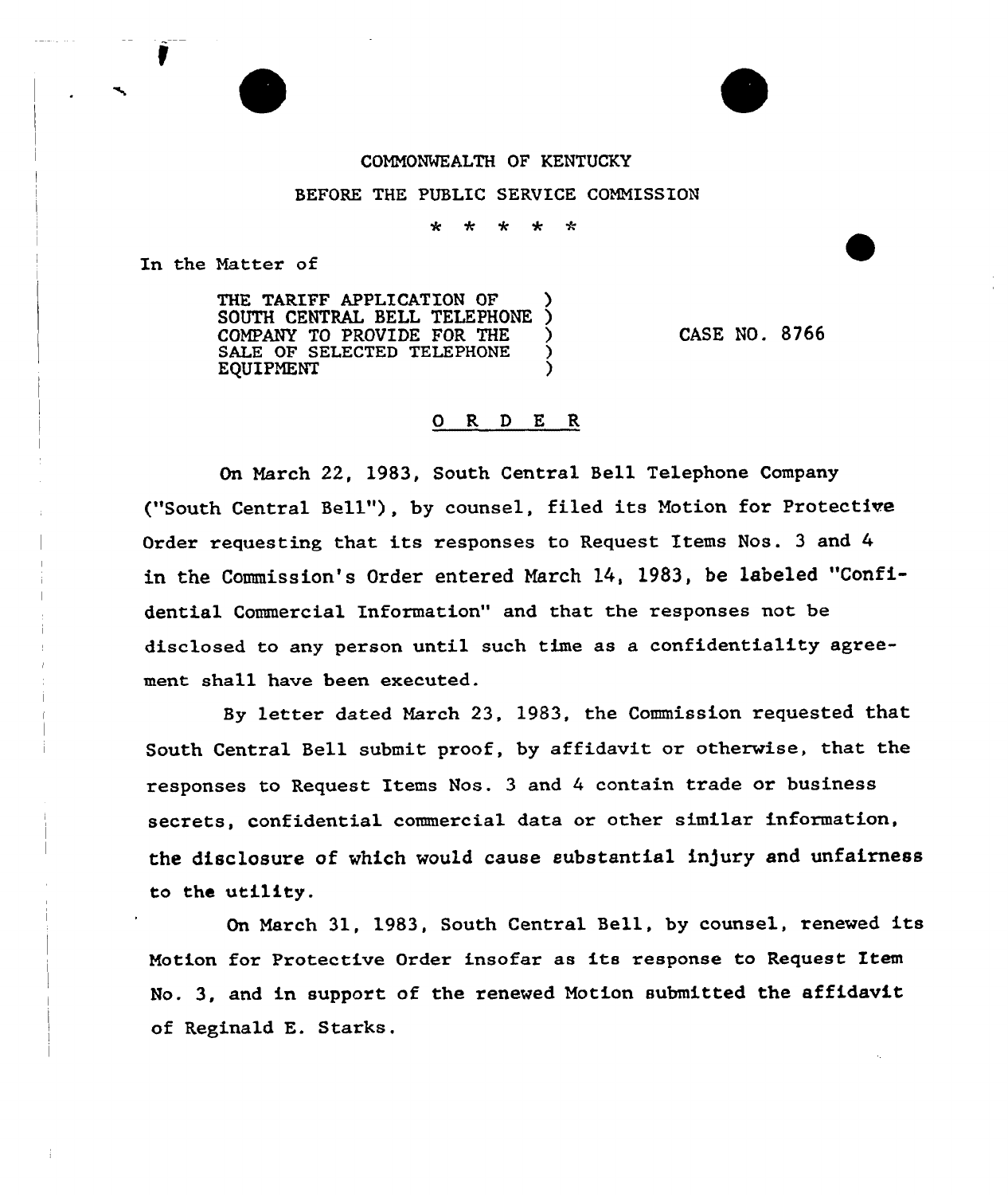COMMONWEALTH OF KENTUCKY

BEFORE THE PUBLIC SERVICE COMMISSION

\* \* \* \* \*

In the Matter of

THE TARIFF APPLICATION OF SOUTH CENTRAL BELL TELEPHONE COMPANY TO PROVIDE FOR THE SALE OF SELECTED TELEPHONE EQUIPMENT ) CASE NO. 8766

## O R D E R

On March 22, 1983, South Central Bell Telephone Company ("South Central Bell"), by counsel, filed its Motion for Protective Order requesting that its responses to Request Items Nos. 3 and 4 in the Commission's Order entered March 14, 1983, be labeled "Confidential Commercial Information" and that the responses not be disclosed to any person until such time as a confidentiality agreement shall have been executed.

By letter dated March 23, 1983, the Commission requested that South Central Bell submit proof, by affidavit or otherwise, that the responses to Request Items Nos. 3 and 4 contain trade or business secrets, confidential commercial data or other similar information, the disclosure of which would cause substantial injury and unfairness to the utility.

On March 31, 1983, South Central Bell, by counsel, renewed its Motion for Protective Order insofar as its response to Request Item No. 3, and in support of the renewed Motion submitted the affidavit of Reginald E. Starks.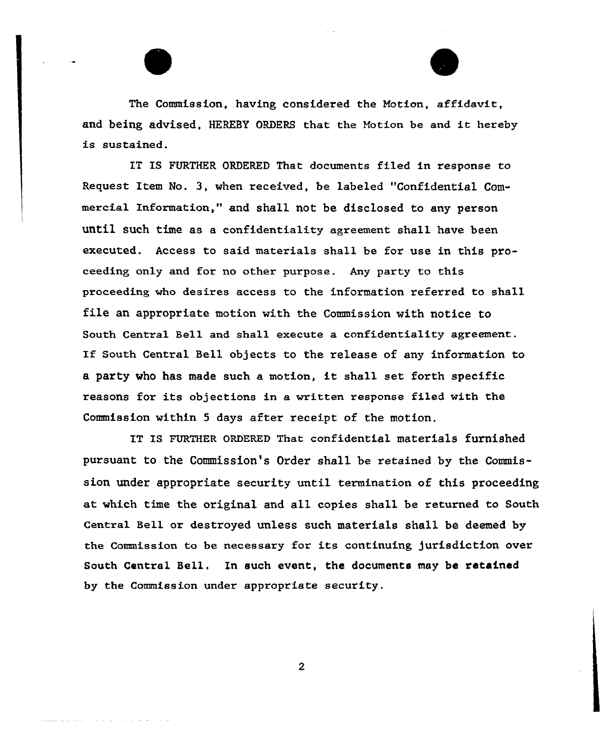The Commission, having considered the Motion, affidavit, and being advised, HEREBY ORDERS that the Motion be and it hereby is sustained.

IT IS FURTHER ORDERED That documents filed in response to Request Item No. 3, when received, be labeled "Confidential Commercial Information," and shall not be disclosed to any person until such time as a confidentiality agreement shall have been executed. Access to said materials shall be for use in this proceeding only and for no other purpose. Any party to this proceeding who desires access to the information referred to shall file an appropriate motion with the Commission with notice to South Central Bell and shall execute a confidentiality agreement. If South Central Bell objects to the release of any information to a party who has made such a motion, it shall set forth specific reasons for its objections in a written response filed with the Commission within 5 days after receipt of the motion.

IT IS FURTHER ORDERED That confidential materials furnished pursuant to the Commission's Order shall be retained by the Commission under appropriate security until termination of this proceeding at which time the original and all copies shall be returned to South Central Bell or destroyed unless such materials shall be deemed by the Commission to be necessary for its continuing jurisdiction over South Central Bell. In such event, the documents may be retained by the Commission under appropriate security.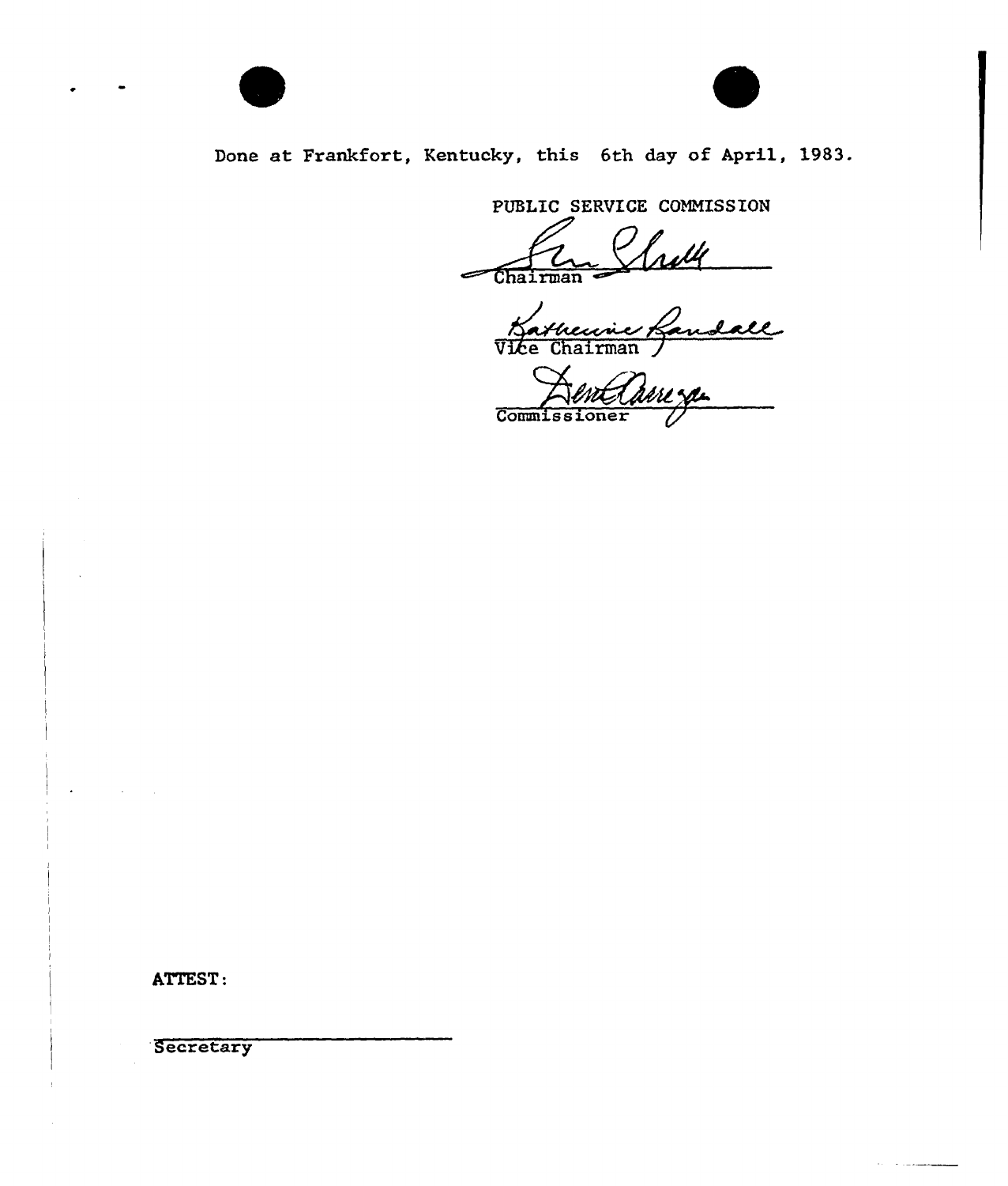Done at Frankfort, Kentucky, this 6th day of April, 1983.

PUBLIC SERVICE COMMISSION

Chairman

Vice Chairman

Commissioner

ATTEST:

Secretary